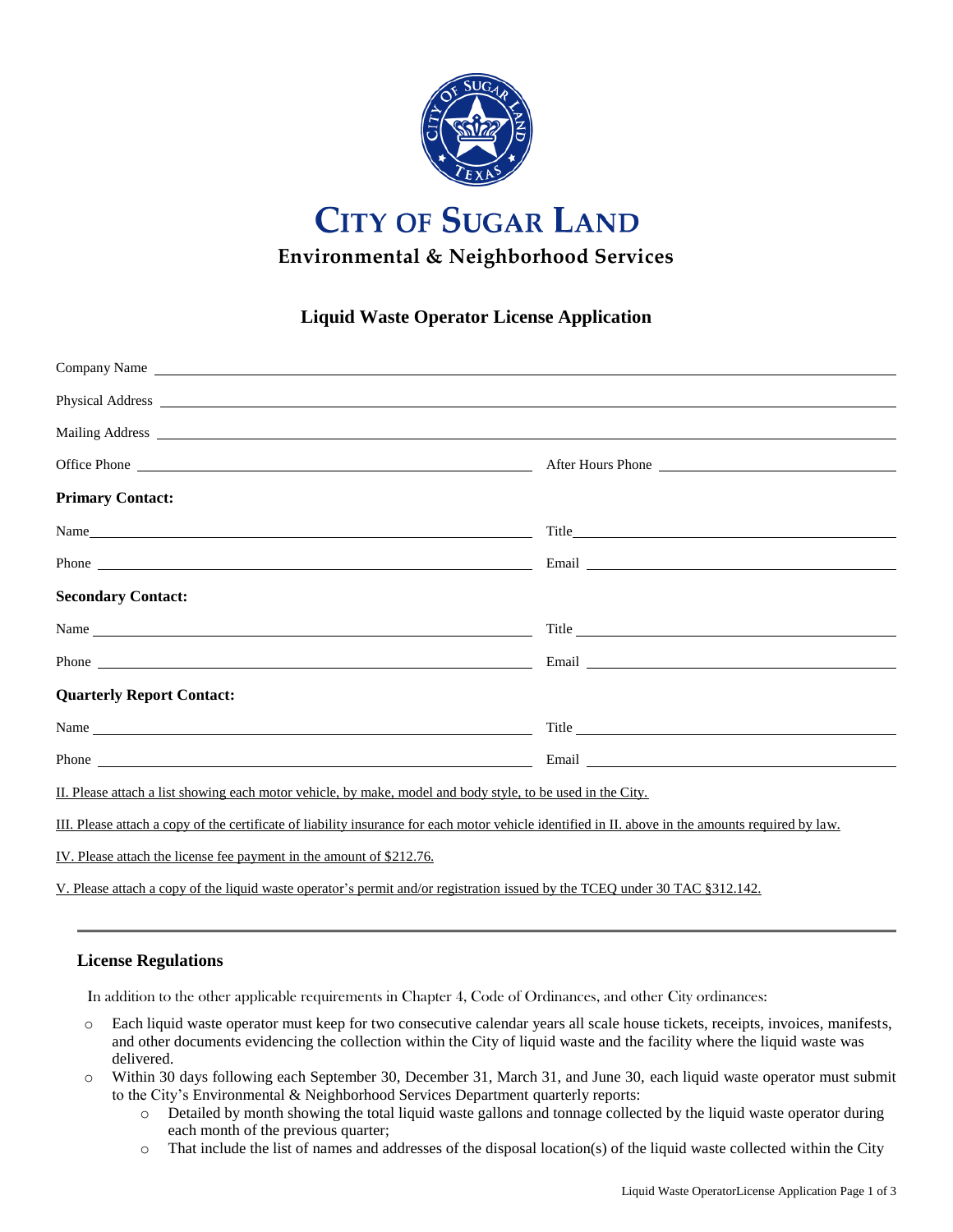# CITY OF SUGAR LAND

**Environmental & Neighborhood Services**

## Liquid Waste Operator License Application

Company Name ______________________________

Physical Address ______________________________

Mailing Address ______________________________

Office Phone ______________________________ After Hours Phone ______________________________

**Primary Contact:**

Name ______________________________ Title ______________________________

Phone ______________________________ Email ______________________________

**Secondary Contact:**

Name ______________________________ Title ______________________________

Phone ______________________________ Email ______________________________

**Quarterly Report Contact:**

Name ______________________________ Title ______________________________

Phone ______________________________ Email ______________________________

II. Please attach a list showing each motor vehicle, by make, model and body style, to be used in the City.

III. Please attach a copy of the certificate of liability insurance for each motor vehicle identified in II. above in the amounts required by law.

IV. Please attach the license fee payment in the amount of $212.76.

V. Please attach a copy of the liquid waste operator's permit and/or registration issued by the TCEQ under 30 TAC §312.142.

---

### License Regulations

In addition to the other applicable requirements in Chapter 4, Code of Ordinances, and other City ordinances:

- Each liquid waste operator must keep for two consecutive calendar years all scale house tickets, receipts, invoices, manifests, and other documents evidencing the collection within the City of liquid waste and the facility where the liquid waste was delivered.
- Within 30 days following each September 30, December 31, March 31, and June 30, each liquid waste operator must submit to the City's Environmental & Neighborhood Services Department quarterly reports:
  - Detailed by month showing the total liquid waste gallons and tonnage collected by the liquid waste operator during each month of the previous quarter;
  - That include the list of names and addresses of the disposal location(s) of the liquid waste collected within the City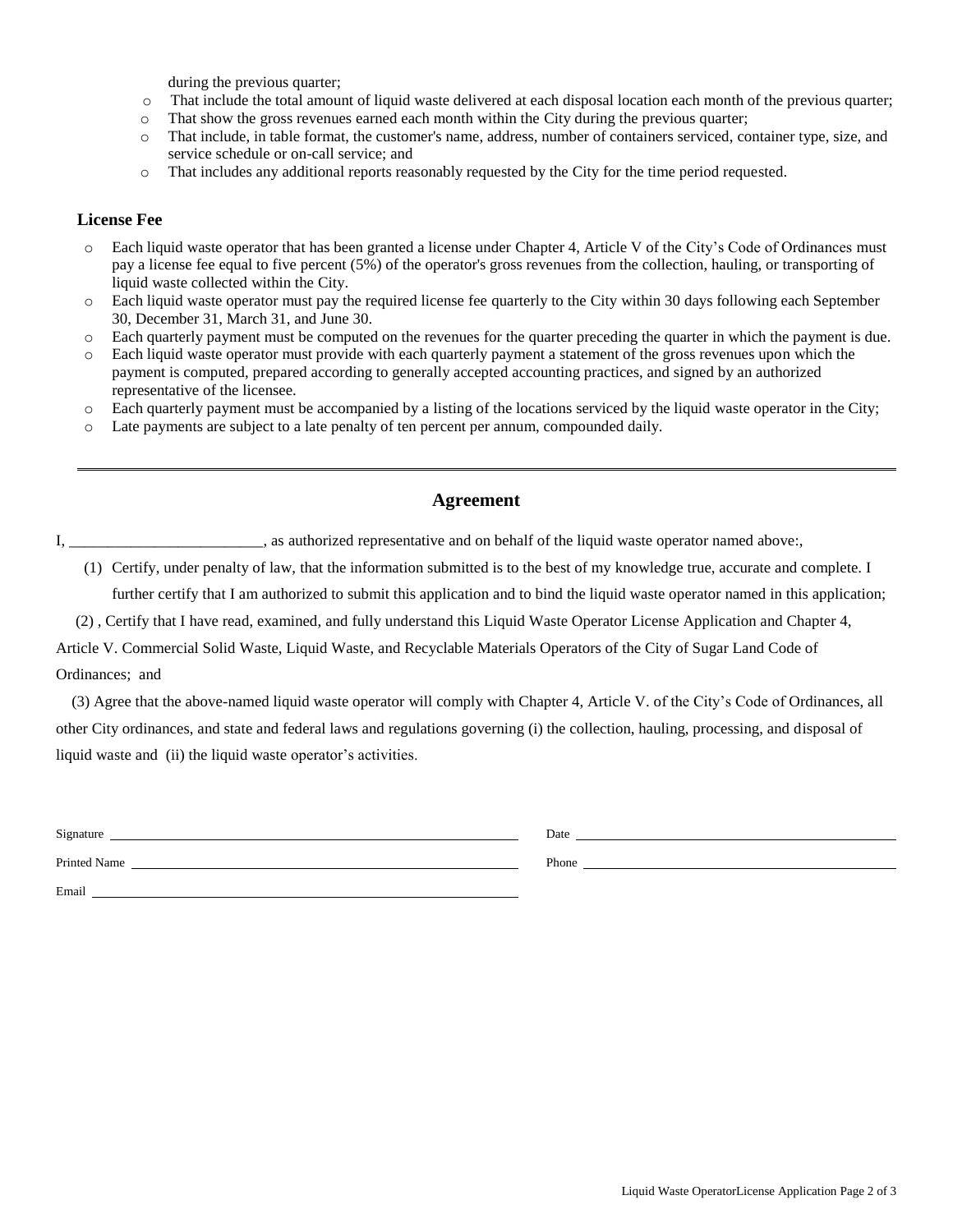during the previous quarter;

- That include the total amount of liquid waste delivered at each disposal location each month of the previous quarter;
- That show the gross revenues earned each month within the City during the previous quarter;
- That include, in table format, the customer's name, address, number of containers serviced, container type, size, and service schedule or on-call service; and
- That includes any additional reports reasonably requested by the City for the time period requested.

### License Fee

- Each liquid waste operator that has been granted a license under Chapter 4, Article V of the City's Code of Ordinances must pay a license fee equal to five percent (5%) of the operator's gross revenues from the collection, hauling, or transporting of liquid waste collected within the City.
- Each liquid waste operator must pay the required license fee quarterly to the City within 30 days following each September 30, December 31, March 31, and June 30.
- Each quarterly payment must be computed on the revenues for the quarter preceding the quarter in which the payment is due.
- Each liquid waste operator must provide with each quarterly payment a statement of the gross revenues upon which the payment is computed, prepared according to generally accepted accounting practices, and signed by an authorized representative of the licensee.
- Each quarterly payment must be accompanied by a listing of the locations serviced by the liquid waste operator in the City;
- Late payments are subject to a late penalty of ten percent per annum, compounded daily.

---

## Agreement

I, \_\_\_\_\_\_\_\_\_\_\_\_\_\_\_\_\_\_\_\_\_\_\_\_\_, as authorized representative and on behalf of the liquid waste operator named above:,

(1) Certify, under penalty of law, that the information submitted is to the best of my knowledge true, accurate and complete. I further certify that I am authorized to submit this application and to bind the liquid waste operator named in this application;

(2) , Certify that I have read, examined, and fully understand this Liquid Waste Operator License Application and Chapter 4, Article V. Commercial Solid Waste, Liquid Waste, and Recyclable Materials Operators of the City of Sugar Land Code of Ordinances; and

(3) Agree that the above-named liquid waste operator will comply with Chapter 4, Article V. of the City's Code of Ordinances, all other City ordinances, and state and federal laws and regulations governing (i) the collection, hauling, processing, and disposal of liquid waste and (ii) the liquid waste operator's activities.

Signature \_\_\_\_\_\_\_\_\_\_\_\_\_\_\_\_\_\_\_\_\_\_\_\_\_\_\_\_\_\_ Date \_\_\_\_\_\_\_\_\_\_\_\_\_\_\_\_\_\_\_\_\_\_\_\_

Printed Name \_\_\_\_\_\_\_\_\_\_\_\_\_\_\_\_\_\_\_\_\_\_\_\_\_\_\_ Phone \_\_\_\_\_\_\_\_\_\_\_\_\_\_\_\_\_\_\_\_\_\_\_\_

Email \_\_\_\_\_\_\_\_\_\_\_\_\_\_\_\_\_\_\_\_\_\_\_\_\_\_\_\_\_\_\_\_\_\_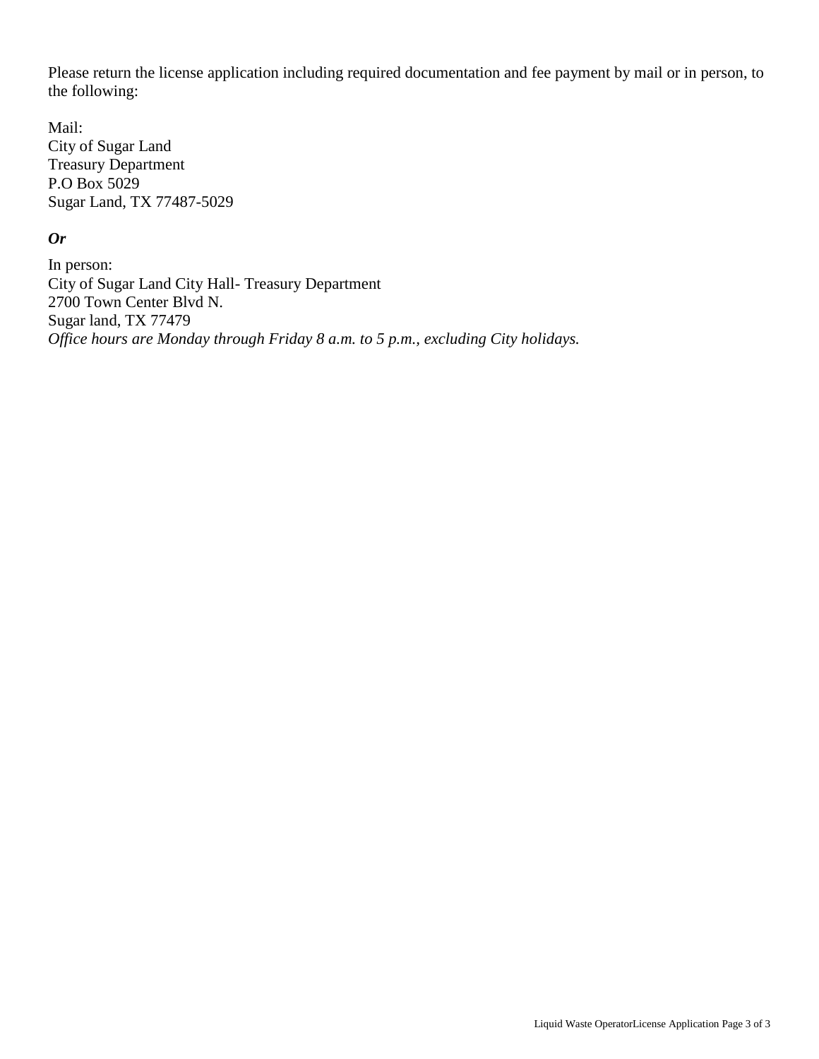Please return the license application including required documentation and fee payment by mail or in person, to the following:

Mail:
City of Sugar Land
Treasury Department
P.O Box 5029
Sugar Land, TX 77487-5029

***Or***

In person:
City of Sugar Land City Hall- Treasury Department
2700 Town Center Blvd N.
Sugar land, TX 77479
*Office hours are Monday through Friday 8 a.m. to 5 p.m., excluding City holidays.*